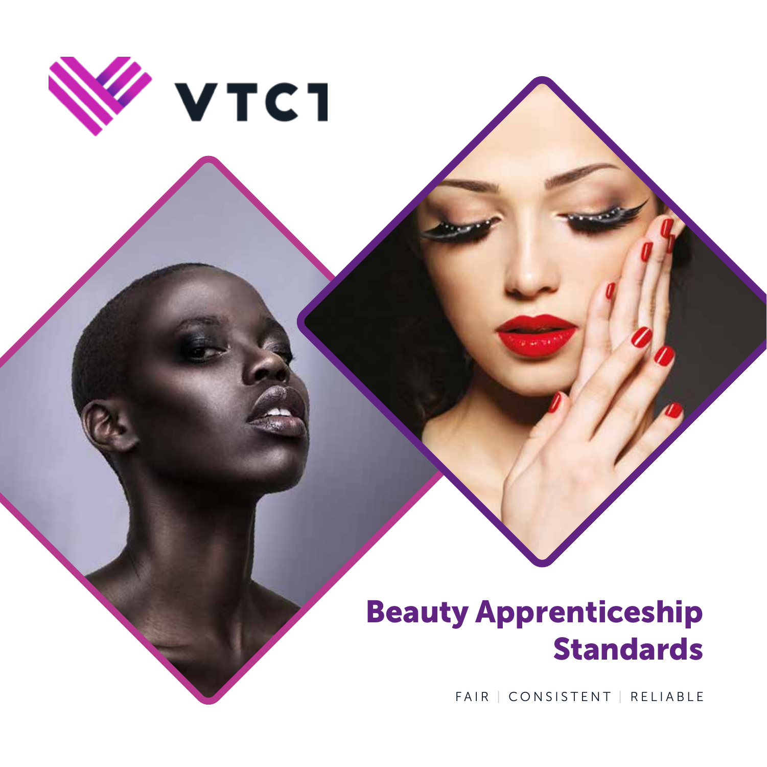VTCT

# Beauty Apprenticeship Standards

FAIR | CONSISTENT | RELIABLE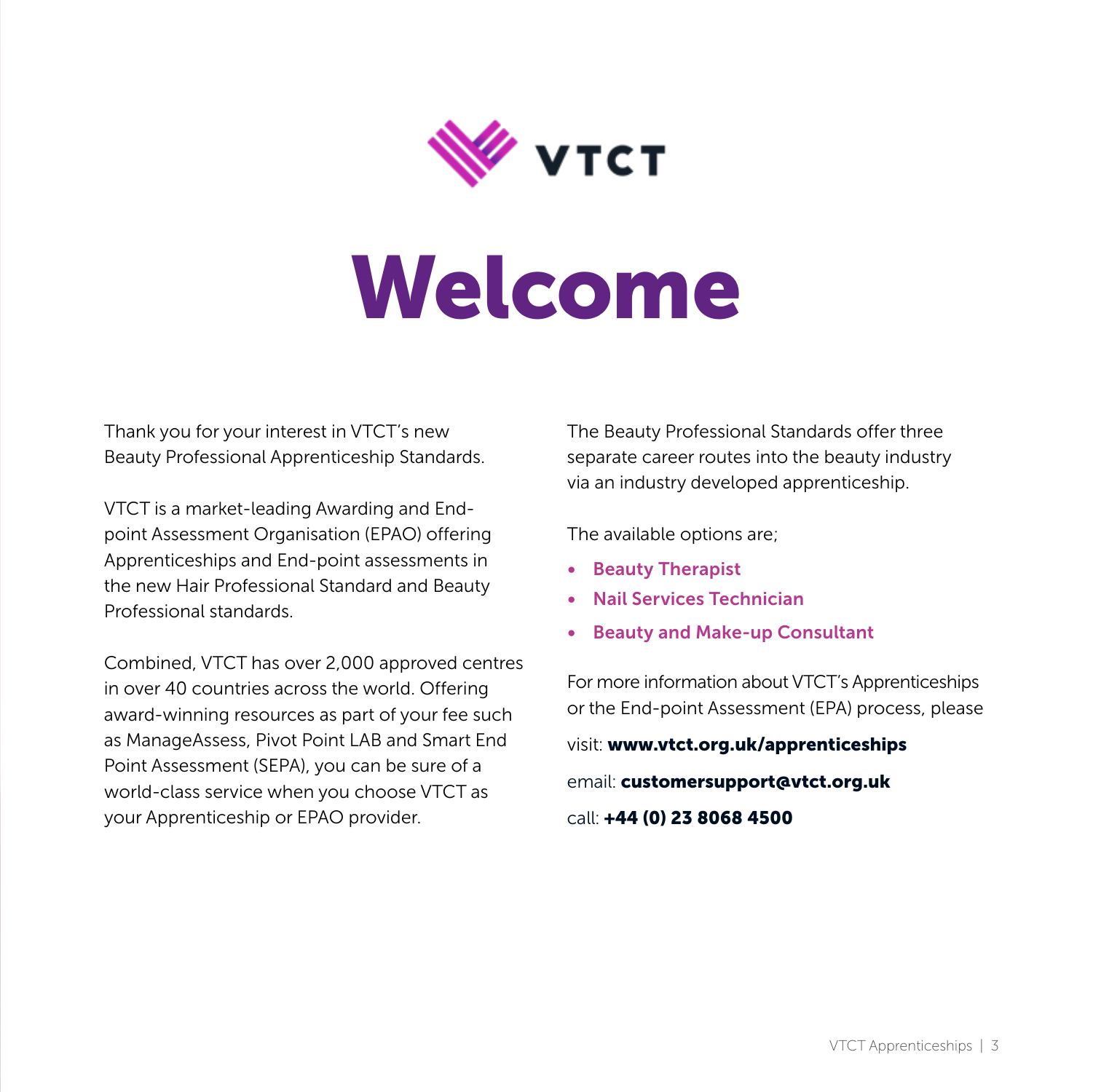VTCT

# Welcome

Thank you for your interest in VTCT's new Beauty Professional Apprenticeship Standards.

VTCT is a market-leading Awarding and End-point Assessment Organisation (EPAO) offering Apprenticeships and End-point assessments in the new Hair Professional Standard and Beauty Professional standards.

Combined, VTCT has over 2,000 approved centres in over 40 countries across the world. Offering award-winning resources as part of your fee such as ManageAssess, Pivot Point LAB and Smart End Point Assessment (SEPA), you can be sure of a world-class service when you choose VTCT as your Apprenticeship or EPAO provider.

The Beauty Professional Standards offer three separate career routes into the beauty industry via an industry developed apprenticeship.

The available options are;

- **Beauty Therapist**
- **Nail Services Technician**
- **Beauty and Make-up Consultant**

For more information about VTCT's Apprenticeships or the End-point Assessment (EPA) process, please

visit: **www.vtct.org.uk/apprenticeships**

email: **customersupport@vtct.org.uk**

call: **+44 (0) 23 8068 4500**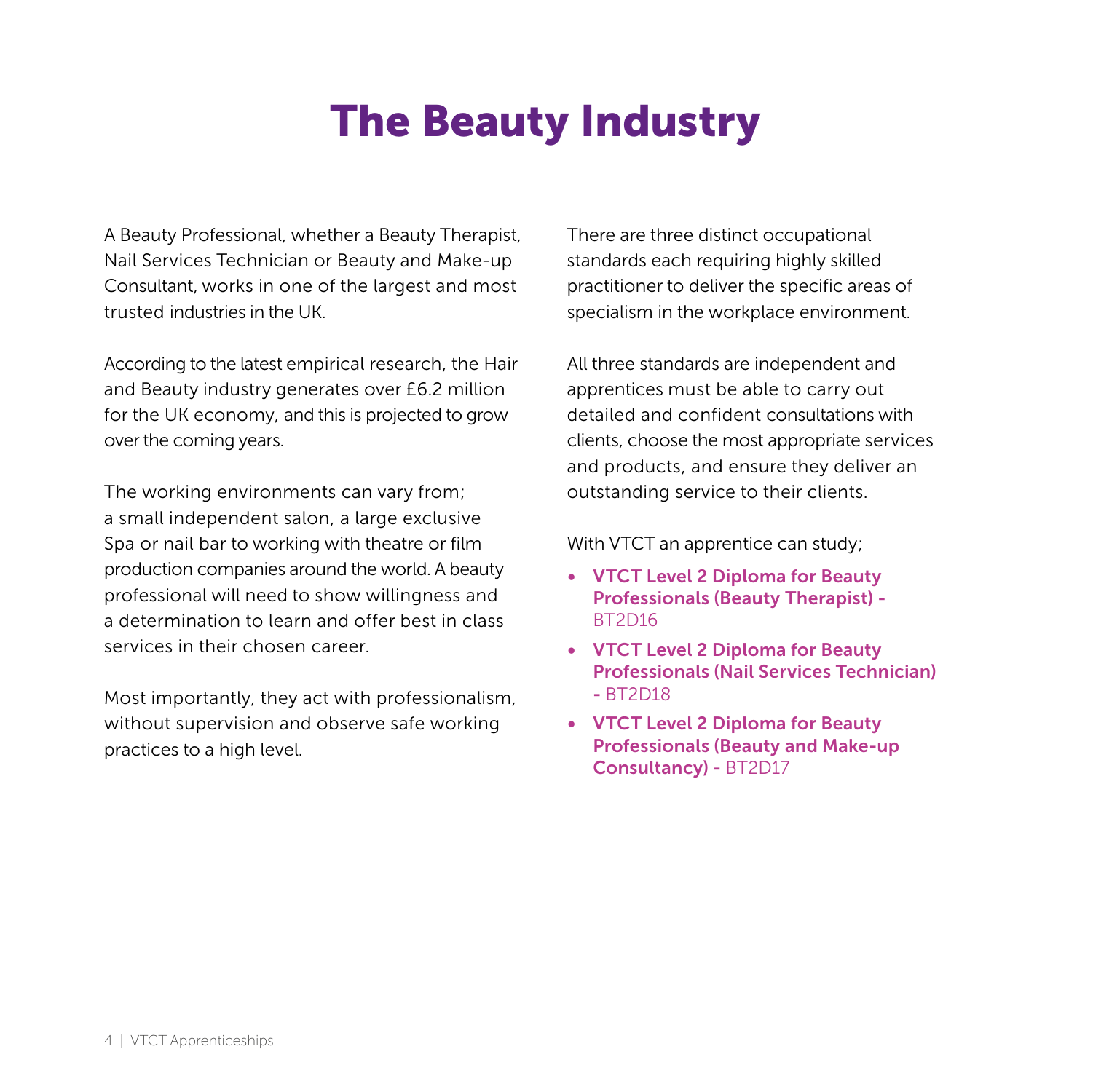# The Beauty Industry

A Beauty Professional, whether a Beauty Therapist, Nail Services Technician or Beauty and Make-up Consultant, works in one of the largest and most trusted industries in the UK.

According to the latest empirical research, the Hair and Beauty industry generates over £6.2 million for the UK economy, and this is projected to grow over the coming years.

The working environments can vary from; a small independent salon, a large exclusive Spa or nail bar to working with theatre or film production companies around the world. A beauty professional will need to show willingness and a determination to learn and offer best in class services in their chosen career.

Most importantly, they act with professionalism, without supervision and observe safe working practices to a high level.

There are three distinct occupational standards each requiring highly skilled practitioner to deliver the specific areas of specialism in the workplace environment.

All three standards are independent and apprentices must be able to carry out detailed and confident consultations with clients, choose the most appropriate services and products, and ensure they deliver an outstanding service to their clients.

With VTCT an apprentice can study;

- **VTCT Level 2 Diploma for Beauty Professionals (Beauty Therapist) -** BT2D16
- **VTCT Level 2 Diploma for Beauty Professionals (Nail Services Technician) -** BT2D18
- **VTCT Level 2 Diploma for Beauty Professionals (Beauty and Make-up Consultancy) -** BT2D17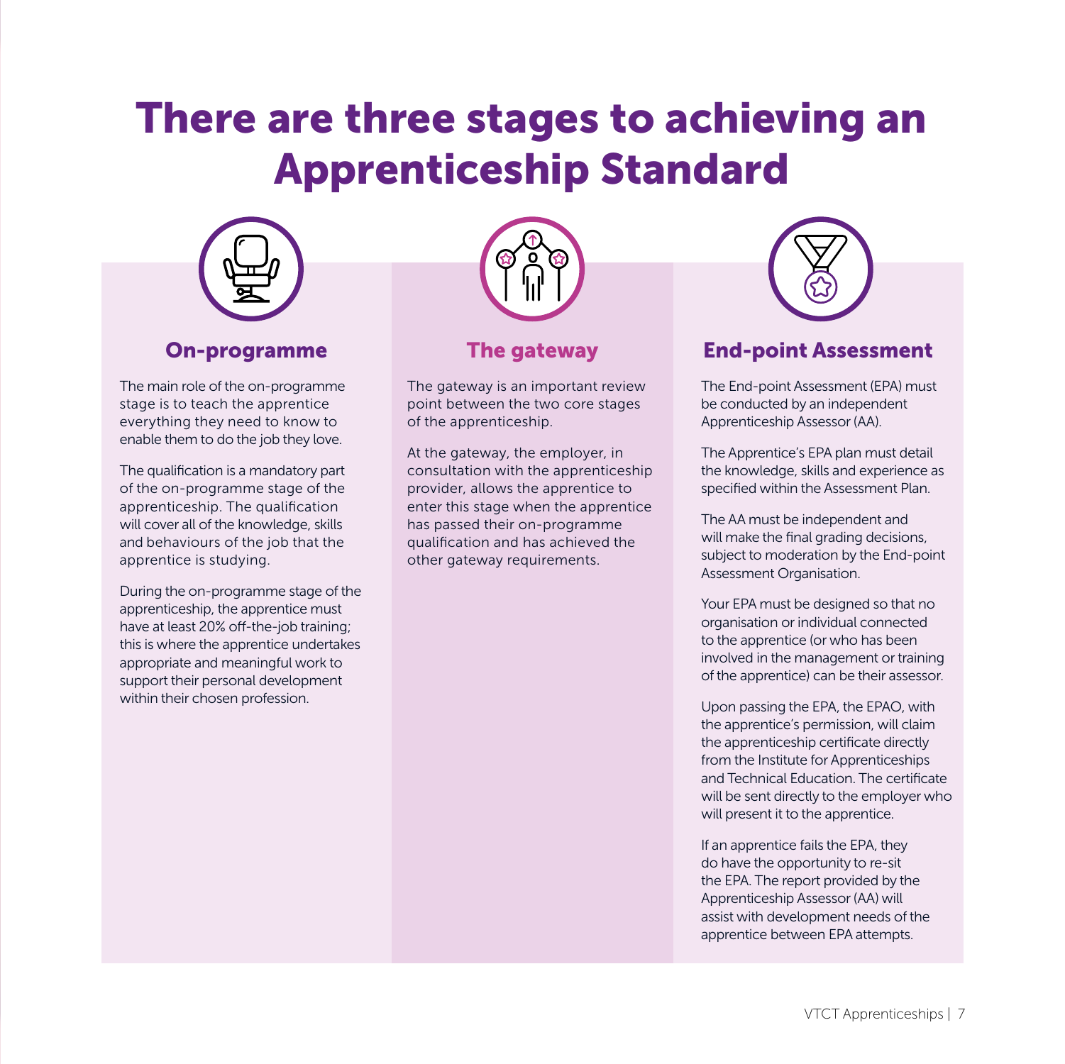# There are three stages to achieving an Apprenticeship Standard

## On-programme

The main role of the on-programme stage is to teach the apprentice everything they need to know to enable them to do the job they love.

The qualification is a mandatory part of the on-programme stage of the apprenticeship. The qualification will cover all of the knowledge, skills and behaviours of the job that the apprentice is studying.

During the on-programme stage of the apprenticeship, the apprentice must have at least 20% off-the-job training; this is where the apprentice undertakes appropriate and meaningful work to support their personal development within their chosen profession.

## The gateway

The gateway is an important review point between the two core stages of the apprenticeship.

At the gateway, the employer, in consultation with the apprenticeship provider, allows the apprentice to enter this stage when the apprentice has passed their on-programme qualification and has achieved the other gateway requirements.

## End-point Assessment

The End-point Assessment (EPA) must be conducted by an independent Apprenticeship Assessor (AA).

The Apprentice's EPA plan must detail the knowledge, skills and experience as specified within the Assessment Plan.

The AA must be independent and will make the final grading decisions, subject to moderation by the End-point Assessment Organisation.

Your EPA must be designed so that no organisation or individual connected to the apprentice (or who has been involved in the management or training of the apprentice) can be their assessor.

Upon passing the EPA, the EPAO, with the apprentice's permission, will claim the apprenticeship certificate directly from the Institute for Apprenticeships and Technical Education. The certificate will be sent directly to the employer who will present it to the apprentice.

If an apprentice fails the EPA, they do have the opportunity to re-sit the EPA. The report provided by the Apprenticeship Assessor (AA) will assist with development needs of the apprentice between EPA attempts.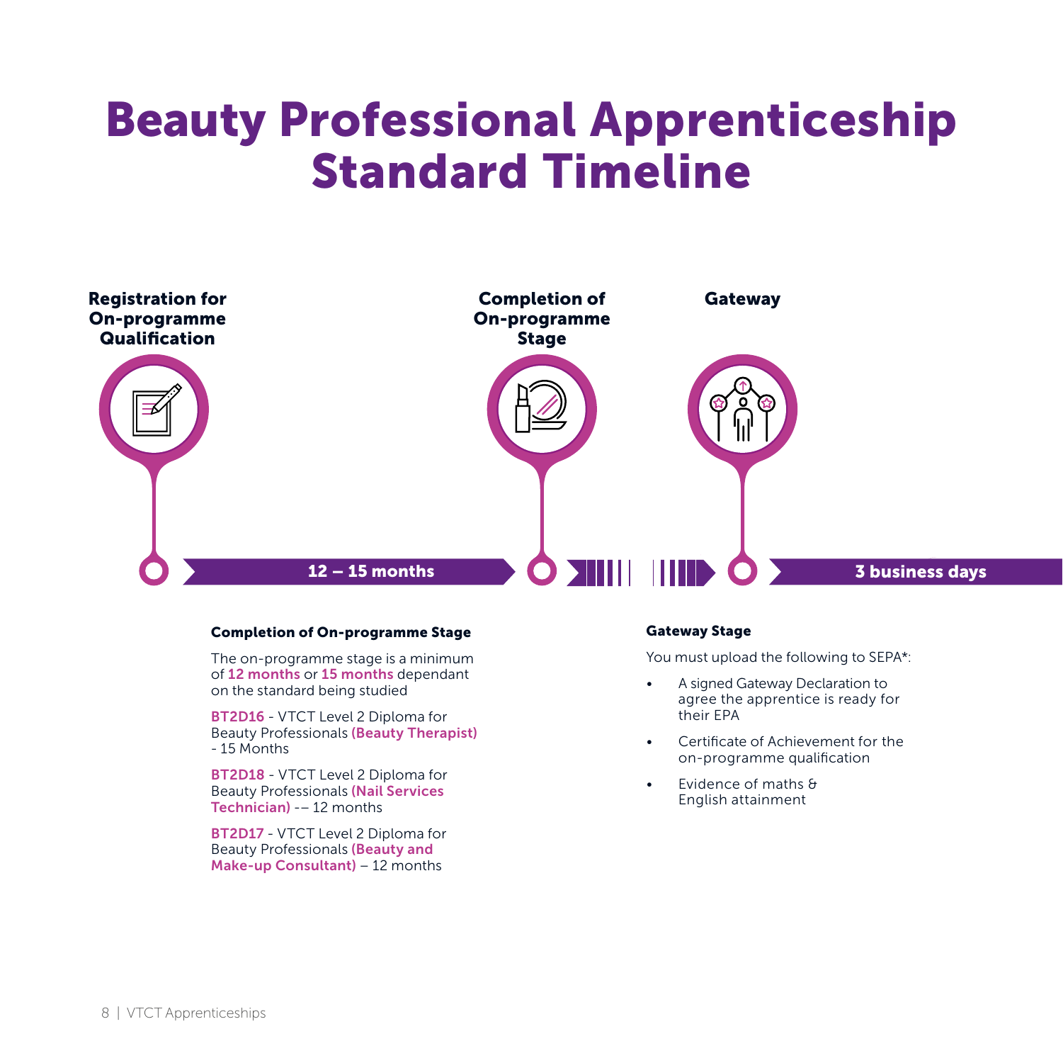# Beauty Professional Apprenticeship Standard Timeline

**Registration for On-programme Qualification**

**12 – 15 months**

**Completion of On-programme Stage**

**Gateway**

**3 business days**

### Completion of On-programme Stage

The on-programme stage is a minimum of **12 months** or **15 months** dependant on the standard being studied

**BT2D16** - VTCT Level 2 Diploma for Beauty Professionals **(Beauty Therapist)** - 15 Months

**BT2D18** - VTCT Level 2 Diploma for Beauty Professionals **(Nail Services Technician)** -– 12 months

**BT2D17** - VTCT Level 2 Diploma for Beauty Professionals **(Beauty and Make-up Consultant)** – 12 months

### Gateway Stage

You must upload the following to SEPA*:

- A signed Gateway Declaration to agree the apprentice is ready for their EPA
- Certificate of Achievement for the on-programme qualification
- Evidence of maths & English attainment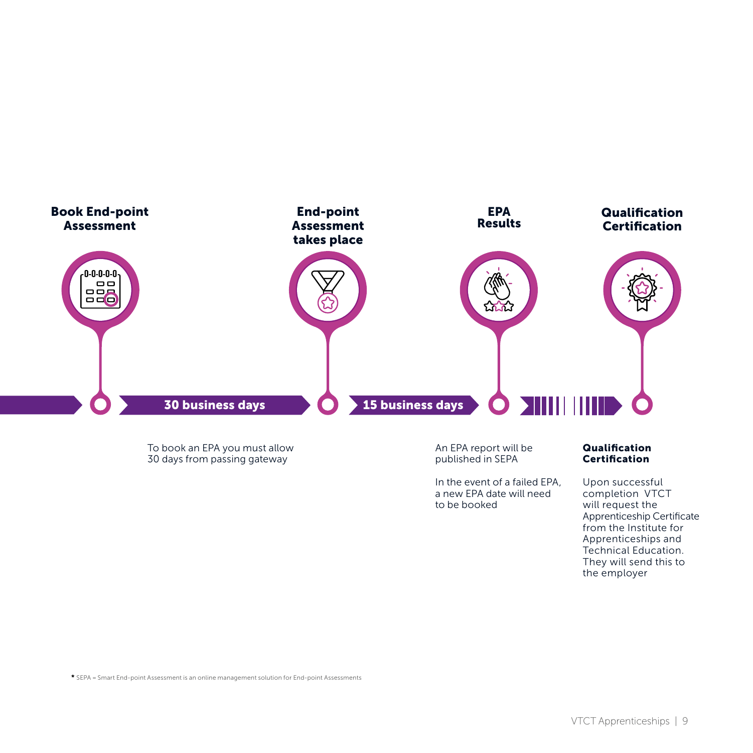**Book End-point Assessment**

**30 business days**

To book an EPA you must allow 30 days from passing gateway

**End-point Assessment takes place**

**15 business days**

**EPA Results**

An EPA report will be published in SEPA

In the event of a failed EPA, a new EPA date will need to be booked

**Qualification Certification**

**Qualification Certification**

Upon successful completion VTCT will request the Apprenticeship Certificate from the Institute for Apprenticeships and Technical Education. They will send this to the employer

* SEPA = Smart End-point Assessment is an online management solution for End-point Assessments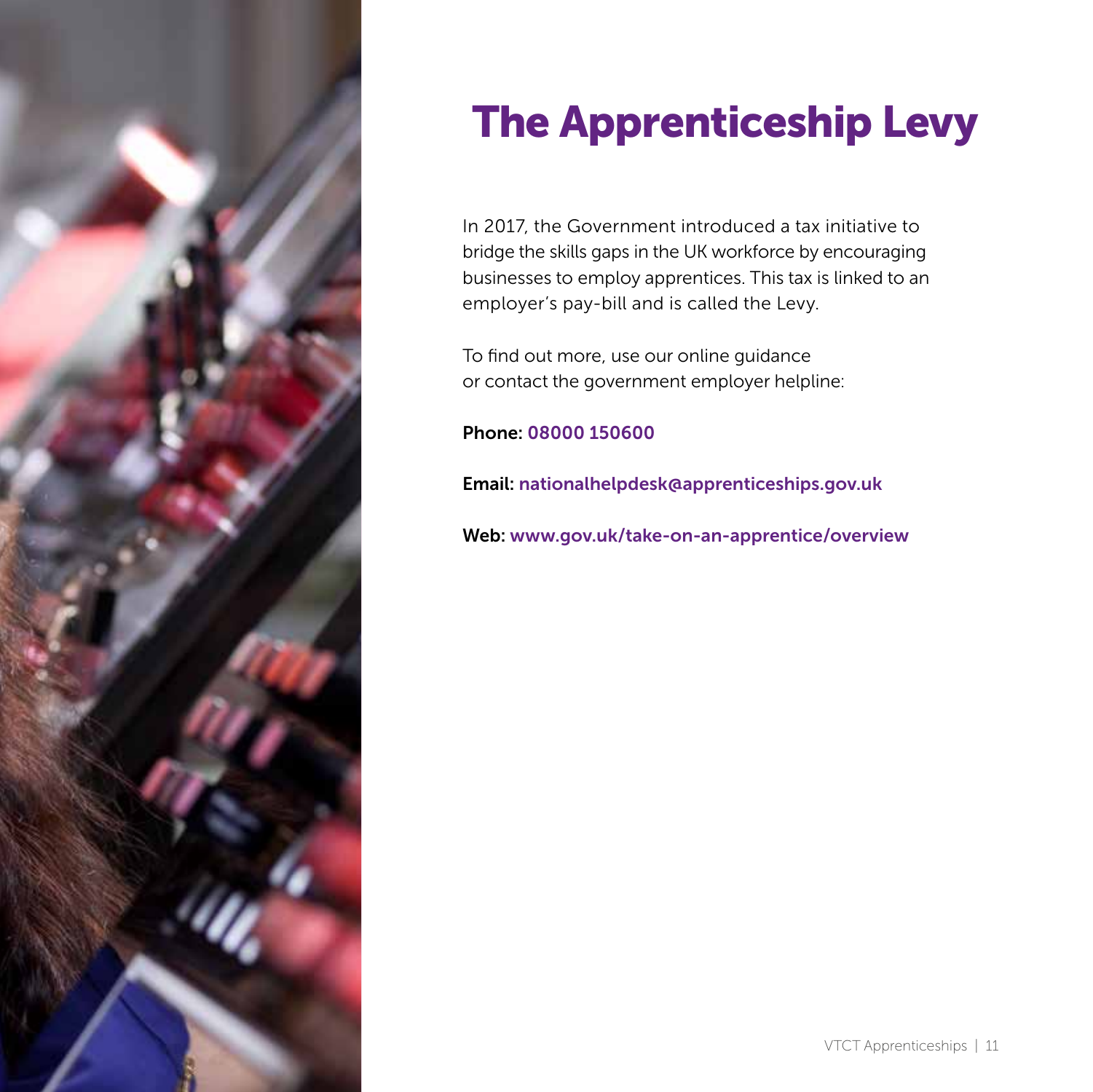# The Apprenticeship Levy

In 2017, the Government introduced a tax initiative to bridge the skills gaps in the UK workforce by encouraging businesses to employ apprentices. This tax is linked to an employer's pay-bill and is called the Levy.

To find out more, use our online guidance or contact the government employer helpline:

**Phone:** **08000 150600**

**Email:** **nationalhelpdesk@apprenticeships.gov.uk**

**Web:** **www.gov.uk/take-on-an-apprentice/overview**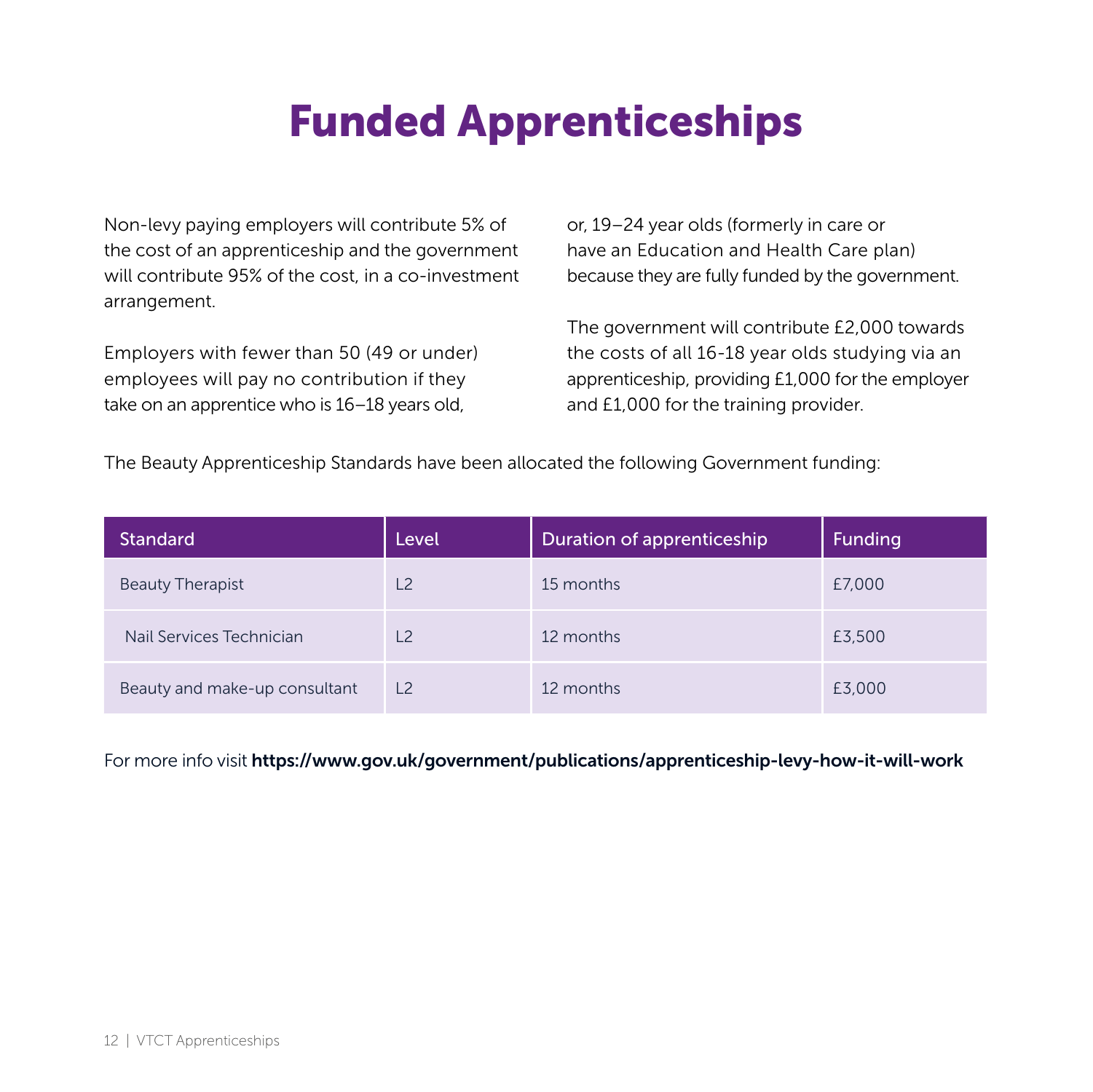# Funded Apprenticeships

Non-levy paying employers will contribute 5% of the cost of an apprenticeship and the government will contribute 95% of the cost, in a co-investment arrangement.

Employers with fewer than 50 (49 or under) employees will pay no contribution if they take on an apprentice who is 16–18 years old, or, 19–24 year olds (formerly in care or have an Education and Health Care plan) because they are fully funded by the government.

The government will contribute £2,000 towards the costs of all 16-18 year olds studying via an apprenticeship, providing £1,000 for the employer and £1,000 for the training provider.

The Beauty Apprenticeship Standards have been allocated the following Government funding:

| Standard | Level | Duration of apprenticeship | Funding |
|---|---|---|---|
| Beauty Therapist | L2 | 15 months | £7,000 |
| Nail Services Technician | L2 | 12 months | £3,500 |
| Beauty and make-up consultant | L2 | 12 months | £3,000 |

For more info visit **https://www.gov.uk/government/publications/apprenticeship-levy-how-it-will-work**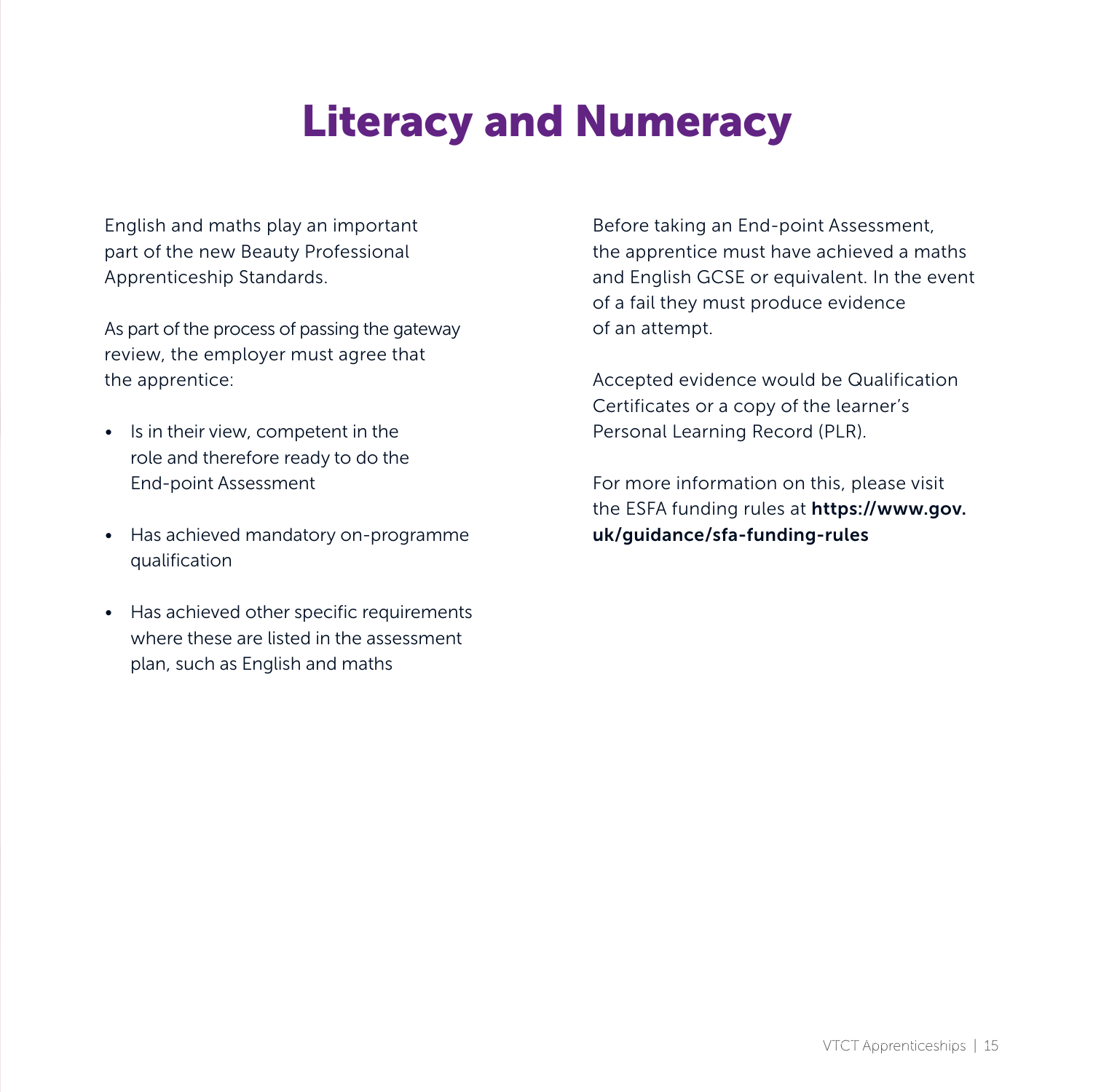# Literacy and Numeracy

English and maths play an important part of the new Beauty Professional Apprenticeship Standards.

As part of the process of passing the gateway review, the employer must agree that the apprentice:

- Is in their view, competent in the role and therefore ready to do the End-point Assessment
- Has achieved mandatory on-programme qualification
- Has achieved other specific requirements where these are listed in the assessment plan, such as English and maths

Before taking an End-point Assessment, the apprentice must have achieved a maths and English GCSE or equivalent. In the event of a fail they must produce evidence of an attempt.

Accepted evidence would be Qualification Certificates or a copy of the learner's Personal Learning Record (PLR).

For more information on this, please visit the ESFA funding rules at **https://www.gov.uk/guidance/sfa-funding-rules**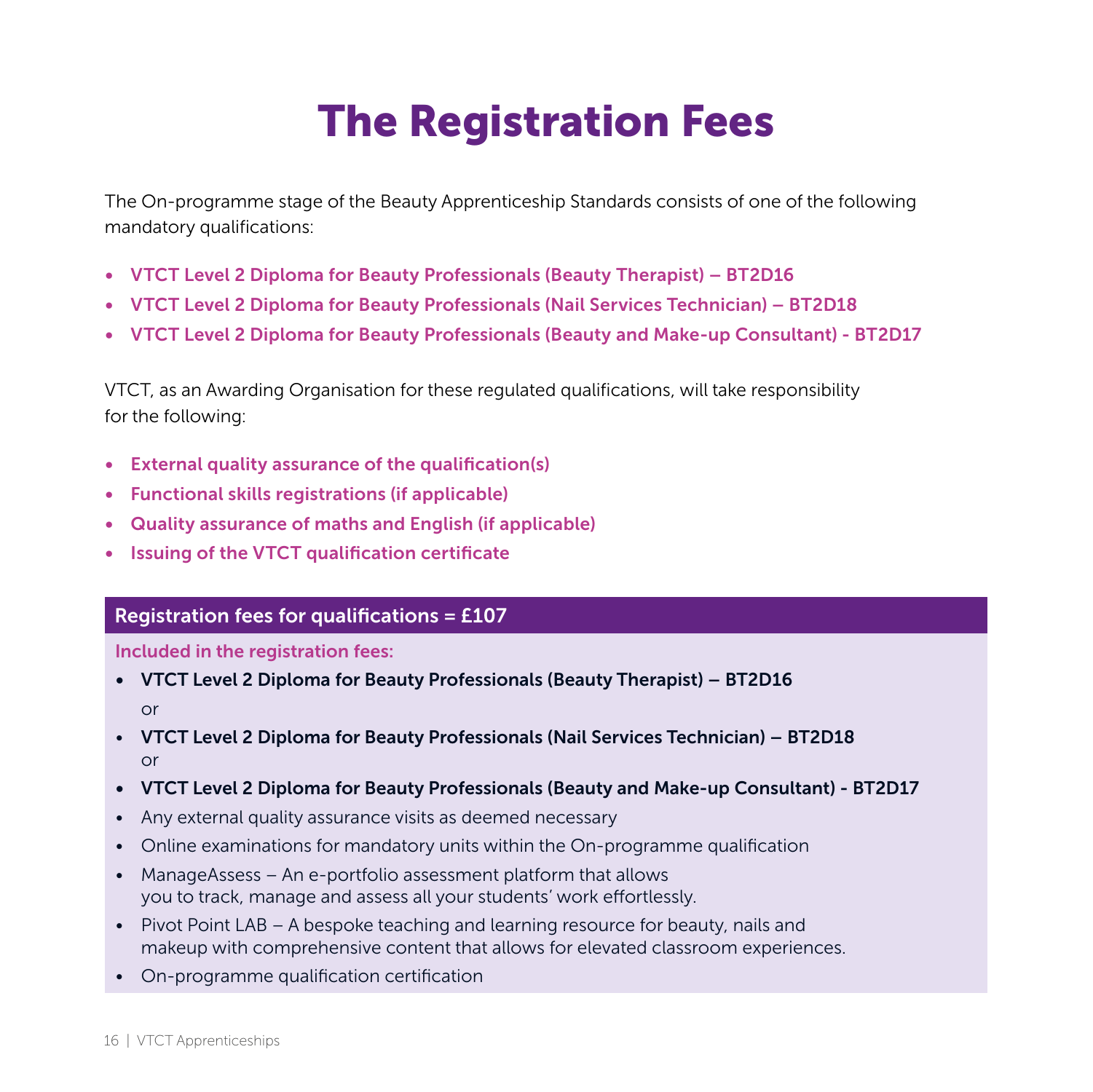# The Registration Fees

The On-programme stage of the Beauty Apprenticeship Standards consists of one of the following mandatory qualifications:

- **VTCT Level 2 Diploma for Beauty Professionals (Beauty Therapist) – BT2D16**
- **VTCT Level 2 Diploma for Beauty Professionals (Nail Services Technician) – BT2D18**
- **VTCT Level 2 Diploma for Beauty Professionals (Beauty and Make-up Consultant) - BT2D17**

VTCT, as an Awarding Organisation for these regulated qualifications, will take responsibility for the following:

- **External quality assurance of the qualification(s)**
- **Functional skills registrations (if applicable)**
- **Quality assurance of maths and English (if applicable)**
- **Issuing of the VTCT qualification certificate**

## Registration fees for qualifications = £107

**Included in the registration fees:**

- **VTCT Level 2 Diploma for Beauty Professionals (Beauty Therapist) – BT2D16**
  or
- **VTCT Level 2 Diploma for Beauty Professionals (Nail Services Technician) – BT2D18**
  or
- **VTCT Level 2 Diploma for Beauty Professionals (Beauty and Make-up Consultant) - BT2D17**
- Any external quality assurance visits as deemed necessary
- Online examinations for mandatory units within the On-programme qualification
- ManageAssess – An e-portfolio assessment platform that allows you to track, manage and assess all your students' work effortlessly.
- Pivot Point LAB – A bespoke teaching and learning resource for beauty, nails and makeup with comprehensive content that allows for elevated classroom experiences.
- On-programme qualification certification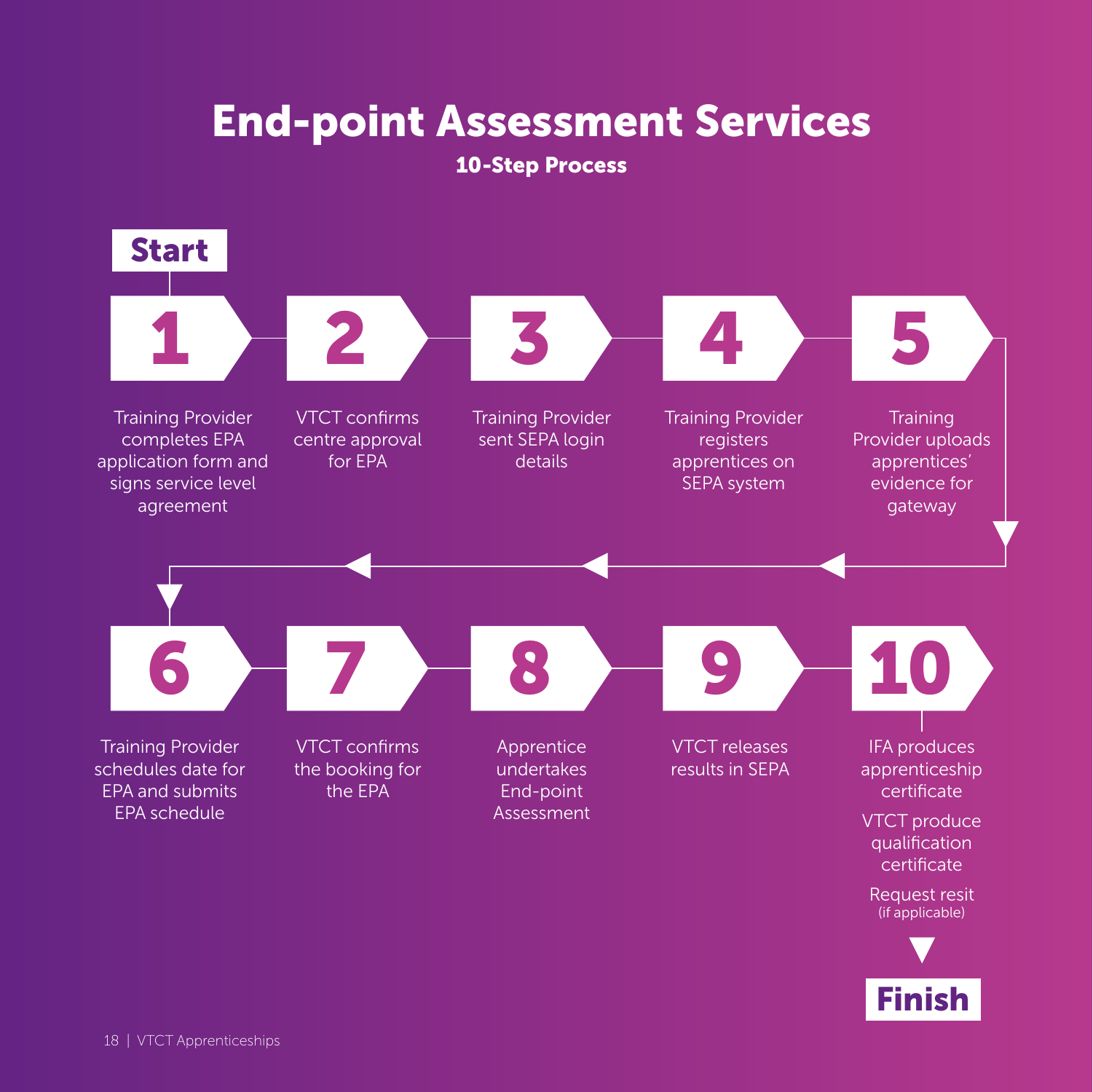# End-point Assessment Services

## 10-Step Process

**Start**

1. Training Provider completes EPA application form and signs service level agreement
2. VTCT confirms centre approval for EPA
3. Training Provider sent SEPA login details
4. Training Provider registers apprentices on SEPA system
5. Training Provider uploads apprentices' evidence for gateway
6. Training Provider schedules date for EPA and submits EPA schedule
7. VTCT confirms the booking for the EPA
8. Apprentice undertakes End-point Assessment
9. VTCT releases results in SEPA
10. IFA produces apprenticeship certificate

    VTCT produce qualification certificate

    Request resit (if applicable)

**Finish**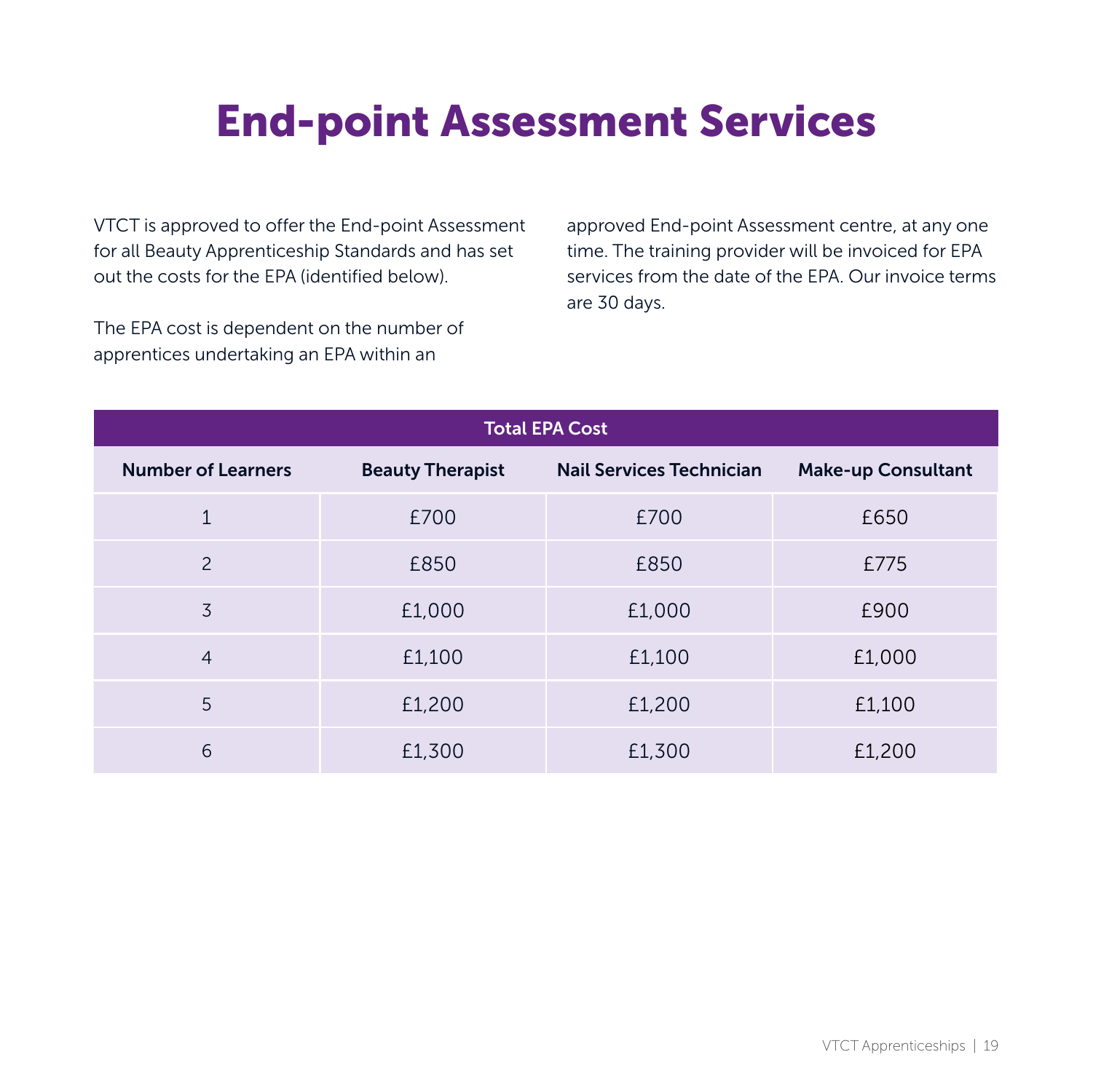# End-point Assessment Services

VTCT is approved to offer the End-point Assessment for all Beauty Apprenticeship Standards and has set out the costs for the EPA (identified below).

The EPA cost is dependent on the number of apprentices undertaking an EPA within an approved End-point Assessment centre, at any one time. The training provider will be invoiced for EPA services from the date of the EPA. Our invoice terms are 30 days.

| Total EPA Cost | | | |
|---|---|---|---|
| **Number of Learners** | **Beauty Therapist** | **Nail Services Technician** | **Make-up Consultant** |
| 1 | £700 | £700 | £650 |
| 2 | £850 | £850 | £775 |
| 3 | £1,000 | £1,000 | £900 |
| 4 | £1,100 | £1,100 | £1,000 |
| 5 | £1,200 | £1,200 | £1,100 |
| 6 | £1,300 | £1,300 | £1,200 |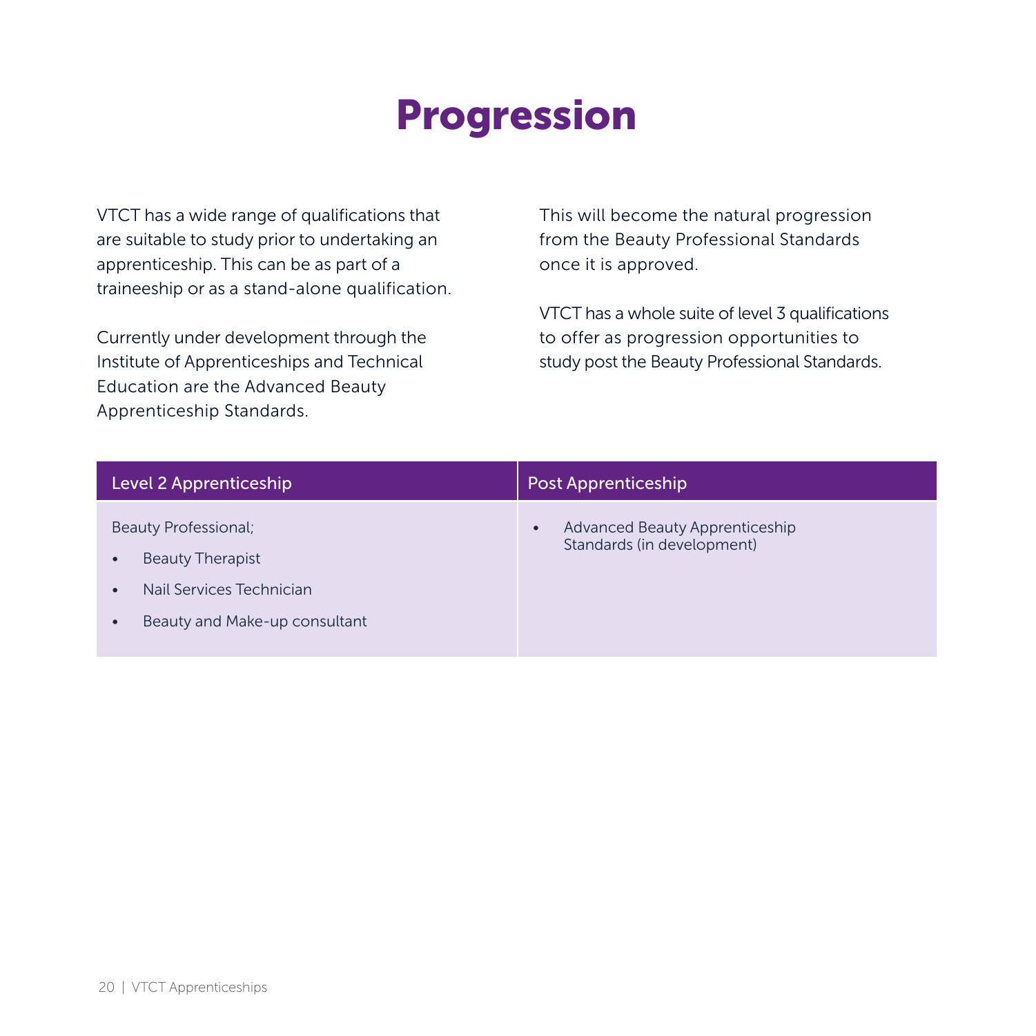# Progression

VTCT has a wide range of qualifications that are suitable to study prior to undertaking an apprenticeship. This can be as part of a traineeship or as a stand-alone qualification.

Currently under development through the Institute of Apprenticeships and Technical Education are the Advanced Beauty Apprenticeship Standards.

This will become the natural progression from the Beauty Professional Standards once it is approved.

VTCT has a whole suite of level 3 qualifications to offer as progression opportunities to study post the Beauty Professional Standards.

| Level 2 Apprenticeship | Post Apprenticeship |
| --- | --- |
| Beauty Professional;<br>• Beauty Therapist<br>• Nail Services Technician<br>• Beauty and Make-up consultant | • Advanced Beauty Apprenticeship Standards (in development) |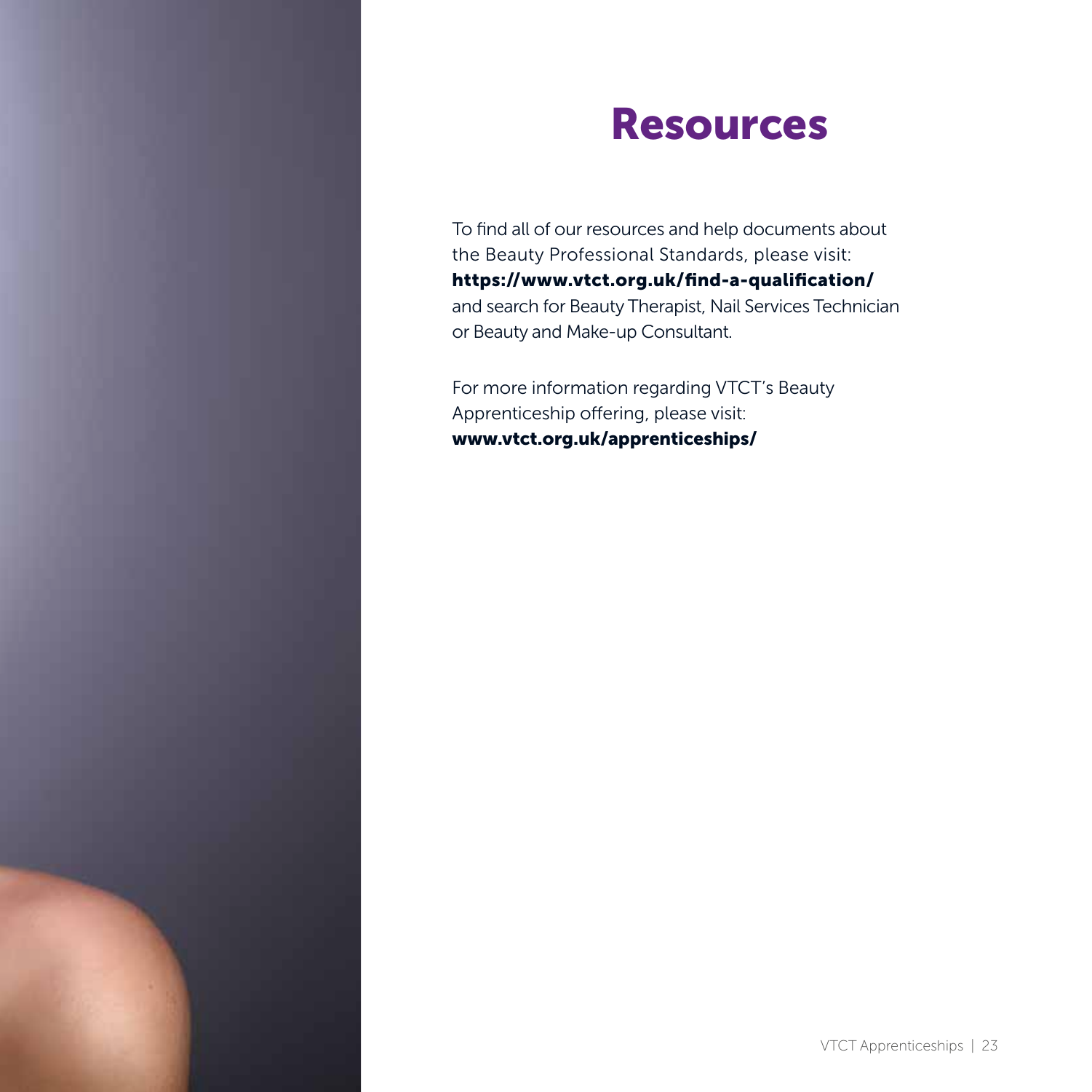# Resources

To find all of our resources and help documents about the Beauty Professional Standards, please visit: **https://www.vtct.org.uk/find-a-qualification/** and search for Beauty Therapist, Nail Services Technician or Beauty and Make-up Consultant.

For more information regarding VTCT's Beauty Apprenticeship offering, please visit: **www.vtct.org.uk/apprenticeships/**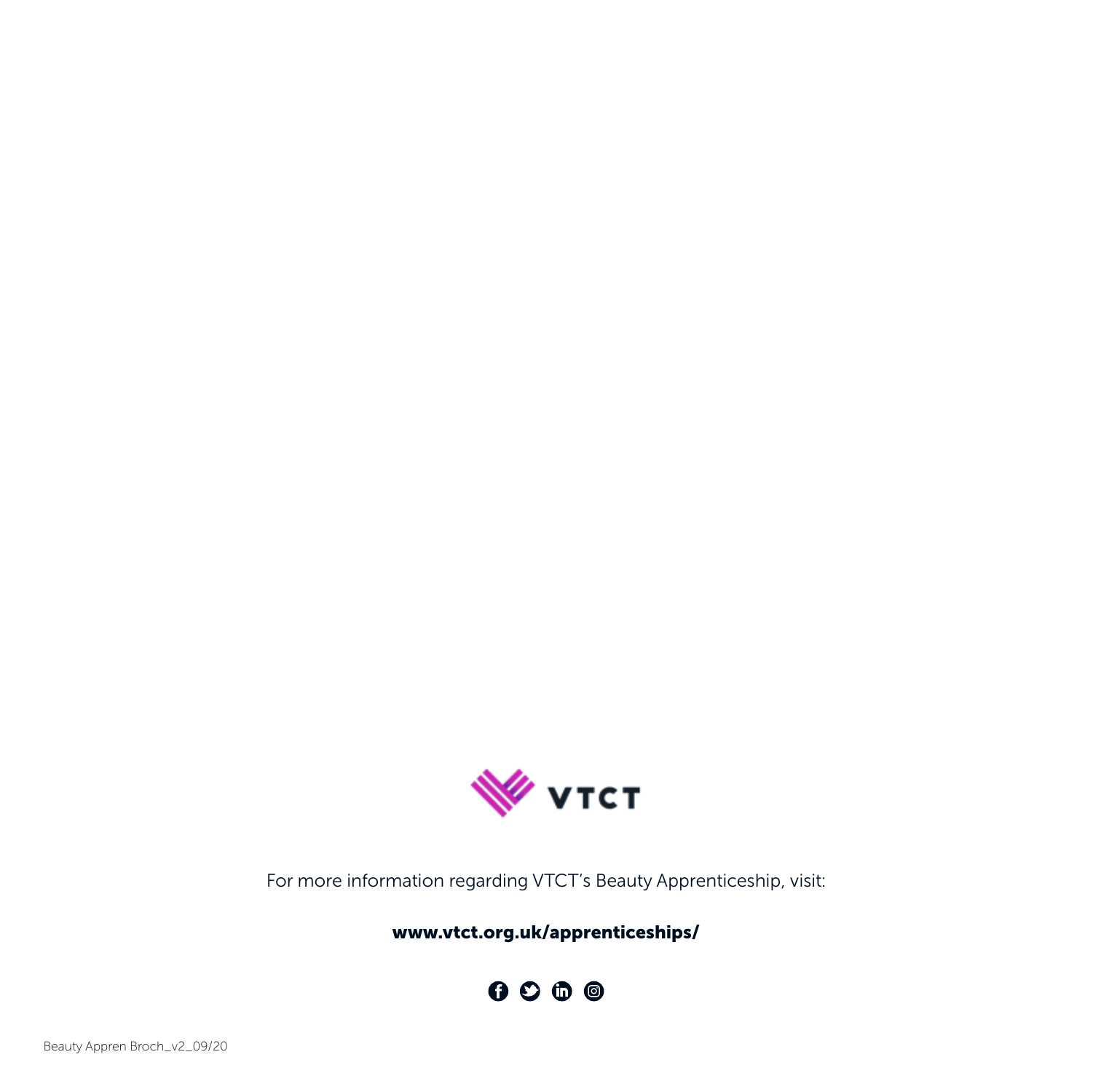VTCT

For more information regarding VTCT's Beauty Apprenticeship, visit:

**www.vtct.org.uk/apprenticeships/**

Beauty Appren Broch_v2_09/20